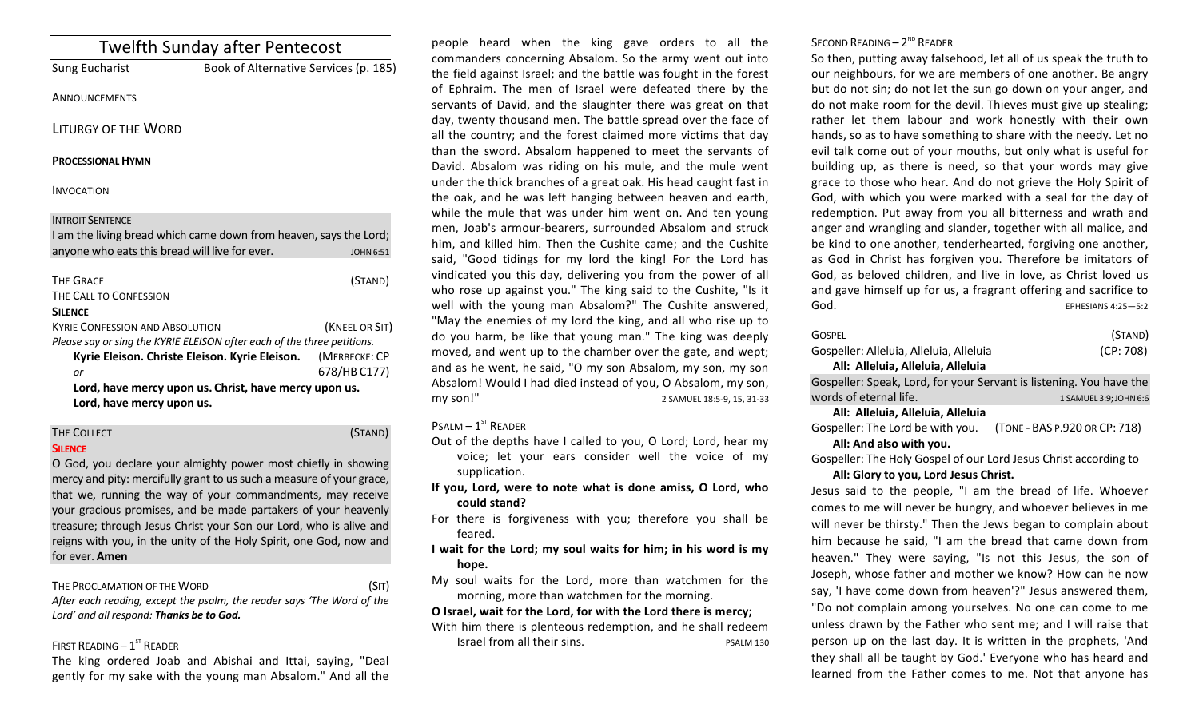# Twelfth Sunday after Pentecost

Sung Eucharist — Book of Alternative Services (p. 185)

ANNOUNCEMENTS

## LITURGY OF THE WORD

**PROCESSIONAL HYMN**

INVOCATION

INTROIT SENTENCE
I am the living bread which came down from heaven, says the Lord; anyone who eats this bread will live for ever. JOHN 6:51

THE GRACE (STAND)
THE CALL TO CONFESSION
**SILENCE**
KYRIE CONFESSION AND ABSOLUTION (KNEEL OR SIT)
*Please say or sing the KYRIE ELEISON after each of the three petitions.*
**Kyrie Eleison. Christe Eleison. Kyrie Eleison.** (MERBECKE: CP 678/HB C177)
*or*
**Lord, have mercy upon us. Christ, have mercy upon us. Lord, have mercy upon us.**

THE COLLECT (STAND)
**SILENCE**
O God, you declare your almighty power most chiefly in showing mercy and pity: mercifully grant to us such a measure of your grace, that we, running the way of your commandments, may receive your gracious promises, and be made partakers of your heavenly treasure; through Jesus Christ your Son our Lord, who is alive and reigns with you, in the unity of the Holy Spirit, one God, now and for ever. **Amen**

THE PROCLAMATION OF THE WORD (SIT)
*After each reading, except the psalm, the reader says 'The Word of the Lord' and all respond:* ***Thanks be to God.***

FIRST READING – 1ST READER
The king ordered Joab and Abishai and Ittai, saying, "Deal gently for my sake with the young man Absalom." And all the people heard when the king gave orders to all the commanders concerning Absalom. So the army went out into the field against Israel; and the battle was fought in the forest of Ephraim. The men of Israel were defeated there by the servants of David, and the slaughter there was great on that day, twenty thousand men. The battle spread over the face of all the country; and the forest claimed more victims that day than the sword. Absalom happened to meet the servants of David. Absalom was riding on his mule, and the mule went under the thick branches of a great oak. His head caught fast in the oak, and he was left hanging between heaven and earth, while the mule that was under him went on. And ten young men, Joab's armour-bearers, surrounded Absalom and struck him, and killed him. Then the Cushite came; and the Cushite said, "Good tidings for my lord the king! For the Lord has vindicated you this day, delivering you from the power of all who rose up against you." The king said to the Cushite, "Is it well with the young man Absalom?" The Cushite answered, "May the enemies of my lord the king, and all who rise up to do you harm, be like that young man." The king was deeply moved, and went up to the chamber over the gate, and wept; and as he went, he said, "O my son Absalom, my son, my son Absalom! Would I had died instead of you, O Absalom, my son, my son!" 2 SAMUEL 18:5-9, 15, 31-33

PSALM – 1ST READER
Out of the depths have I called to you, O Lord; Lord, hear my voice; let your ears consider well the voice of my supplication.
**If you, Lord, were to note what is done amiss, O Lord, who could stand?**
For there is forgiveness with you; therefore you shall be feared.
**I wait for the Lord; my soul waits for him; in his word is my hope.**
My soul waits for the Lord, more than watchmen for the morning, more than watchmen for the morning.
**O Israel, wait for the Lord, for with the Lord there is mercy;**
With him there is plenteous redemption, and he shall redeem Israel from all their sins. PSALM 130

SECOND READING – 2ND READER
So then, putting away falsehood, let all of us speak the truth to our neighbours, for we are members of one another. Be angry but do not sin; do not let the sun go down on your anger, and do not make room for the devil. Thieves must give up stealing; rather let them labour and work honestly with their own hands, so as to have something to share with the needy. Let no evil talk come out of your mouths, but only what is useful for building up, as there is need, so that your words may give grace to those who hear. And do not grieve the Holy Spirit of God, with which you were marked with a seal for the day of redemption. Put away from you all bitterness and wrath and anger and wrangling and slander, together with all malice, and be kind to one another, tenderhearted, forgiving one another, as God in Christ has forgiven you. Therefore be imitators of God, as beloved children, and live in love, as Christ loved us and gave himself up for us, a fragrant offering and sacrifice to God. EPHESIANS 4:25—5:2

GOSPEL (STAND)
Gospeller: Alleluia, Alleluia, Alleluia (CP: 708)
**All: Alleluia, Alleluia, Alleluia**
Gospeller: Speak, Lord, for your Servant is listening. You have the words of eternal life. 1 SAMUEL 3:9; JOHN 6:6
**All: Alleluia, Alleluia, Alleluia**
Gospeller: The Lord be with you. (TONE - BAS P.920 OR CP: 718)
**All: And also with you.**
Gospeller: The Holy Gospel of our Lord Jesus Christ according to
**All: Glory to you, Lord Jesus Christ.**

Jesus said to the people, "I am the bread of life. Whoever comes to me will never be hungry, and whoever believes in me will never be thirsty." Then the Jews began to complain about him because he said, "I am the bread that came down from heaven." They were saying, "Is not this Jesus, the son of Joseph, whose father and mother we know? How can he now say, 'I have come down from heaven'?" Jesus answered them, "Do not complain among yourselves. No one can come to me unless drawn by the Father who sent me; and I will raise that person up on the last day. It is written in the prophets, 'And they shall all be taught by God.' Everyone who has heard and learned from the Father comes to me. Not that anyone has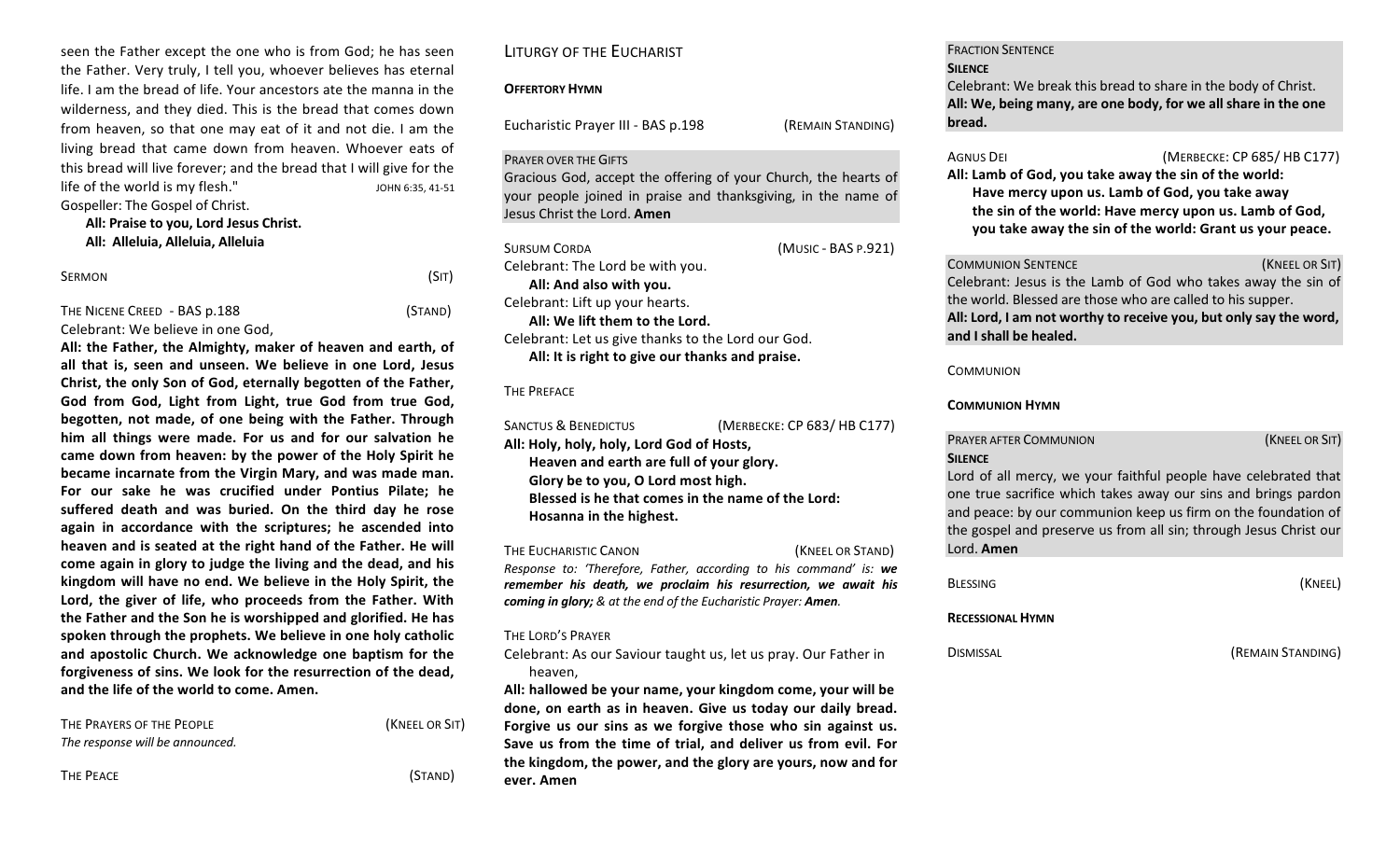seen the Father except the one who is from God; he has seen the Father. Very truly, I tell you, whoever believes has eternal life. I am the bread of life. Your ancestors ate the manna in the wilderness, and they died. This is the bread that comes down from heaven, so that one may eat of it and not die. I am the living bread that came down from heaven. Whoever eats of this bread will live forever; and the bread that I will give for the life of the world is my flesh." JOHN 6:35, 41-51

Gospeller: The Gospel of Christ.

**All: Praise to you, Lord Jesus Christ.**

**All: Alleluia, Alleluia, Alleluia**

SERMON (SIT)

THE NICENE CREED - BAS p.188 (STAND)

Celebrant: We believe in one God,

**All: the Father, the Almighty, maker of heaven and earth, of all that is, seen and unseen. We believe in one Lord, Jesus Christ, the only Son of God, eternally begotten of the Father, God from God, Light from Light, true God from true God, begotten, not made, of one being with the Father. Through him all things were made. For us and for our salvation he came down from heaven: by the power of the Holy Spirit he became incarnate from the Virgin Mary, and was made man. For our sake he was crucified under Pontius Pilate; he suffered death and was buried. On the third day he rose again in accordance with the scriptures; he ascended into heaven and is seated at the right hand of the Father. He will come again in glory to judge the living and the dead, and his kingdom will have no end. We believe in the Holy Spirit, the Lord, the giver of life, who proceeds from the Father. With the Father and the Son he is worshipped and glorified. He has spoken through the prophets. We believe in one holy catholic and apostolic Church. We acknowledge one baptism for the forgiveness of sins. We look for the resurrection of the dead, and the life of the world to come. Amen.**

THE PRAYERS OF THE PEOPLE (KNEEL OR SIT)

*The response will be announced.*

THE PEACE (STAND)

## LITURGY OF THE EUCHARIST

**OFFERTORY HYMN**

Eucharistic Prayer III - BAS p.198 (REMAIN STANDING)

PRAYER OVER THE GIFTS

Gracious God, accept the offering of your Church, the hearts of your people joined in praise and thanksgiving, in the name of Jesus Christ the Lord. **Amen**

SURSUM CORDA (MUSIC - BAS P.921)

Celebrant: The Lord be with you.

**All: And also with you.**

Celebrant: Lift up your hearts.

**All: We lift them to the Lord.**

Celebrant: Let us give thanks to the Lord our God.

**All: It is right to give our thanks and praise.**

THE PREFACE

SANCTUS & BENEDICTUS (MERBECKE: CP 683/ HB C177)

**All: Holy, holy, holy, Lord God of Hosts,**
**Heaven and earth are full of your glory.**
**Glory be to you, O Lord most high.**
**Blessed is he that comes in the name of the Lord:**
**Hosanna in the highest.**

THE EUCHARISTIC CANON (KNEEL OR STAND)

*Response to: 'Therefore, Father, according to his command' is:* ***we remember his death, we proclaim his resurrection, we await his coming in glory;*** *& at the end of the Eucharistic Prayer:* ***Amen****.*

THE LORD'S PRAYER

Celebrant: As our Saviour taught us, let us pray. Our Father in heaven,

**All: hallowed be your name, your kingdom come, your will be done, on earth as in heaven. Give us today our daily bread. Forgive us our sins as we forgive those who sin against us. Save us from the time of trial, and deliver us from evil. For the kingdom, the power, and the glory are yours, now and for ever. Amen**

FRACTION SENTENCE

**SILENCE**

Celebrant: We break this bread to share in the body of Christ.

**All: We, being many, are one body, for we all share in the one bread.**

AGNUS DEI (MERBECKE: CP 685/ HB C177)

**All: Lamb of God, you take away the sin of the world:**
**Have mercy upon us. Lamb of God, you take away**
**the sin of the world: Have mercy upon us. Lamb of God,**
**you take away the sin of the world: Grant us your peace.**

COMMUNION SENTENCE (KNEEL OR SIT)

Celebrant: Jesus is the Lamb of God who takes away the sin of the world. Blessed are those who are called to his supper.

**All: Lord, I am not worthy to receive you, but only say the word, and I shall be healed.**

COMMUNION

**COMMUNION HYMN**

PRAYER AFTER COMMUNION (KNEEL OR SIT)

**SILENCE**

Lord of all mercy, we your faithful people have celebrated that one true sacrifice which takes away our sins and brings pardon and peace: by our communion keep us firm on the foundation of the gospel and preserve us from all sin; through Jesus Christ our Lord. **Amen**

BLESSING (KNEEL)

**RECESSIONAL HYMN**

DISMISSAL (REMAIN STANDING)